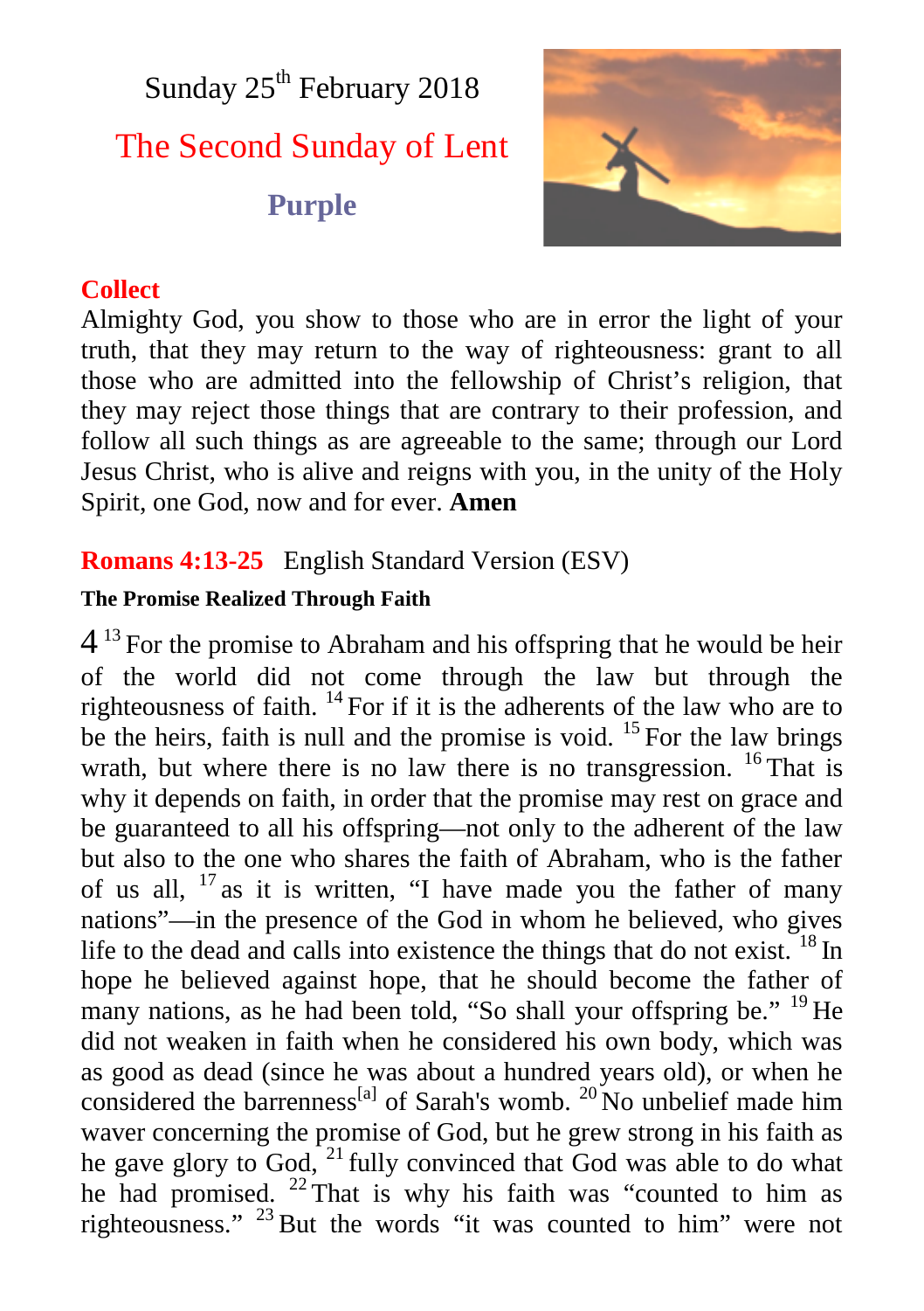Sunday 25th February 2018

# The Second Sunday of Lent

**Purple**

## Collect

Almighty God, you show to those who are in error the light of your truth, that they may return to the way of righteousness: grant to all those who are admitted into the fellowship of Christ's religion, that they may reject those things that are contrary to their profession, and follow all such things as are agreeable to the same; through our Lord Jesus Christ, who is alive and reigns with you, in the unity of the Holy Spirit, one God, now and for ever. **Amen**

## Romans 4:13-25 English Standard Version (ESV)

**The Promise Realized Through Faith**

4 [13] For the promise to Abraham and his offspring that he would be heir of the world did not come through the law but through the righteousness of faith. [14] For if it is the adherents of the law who are to be the heirs, faith is null and the promise is void. [15] For the law brings wrath, but where there is no law there is no transgression. [16] That is why it depends on faith, in order that the promise may rest on grace and be guaranteed to all his offspring—not only to the adherent of the law but also to the one who shares the faith of Abraham, who is the father of us all, [17] as it is written, "I have made you the father of many nations"—in the presence of the God in whom he believed, who gives life to the dead and calls into existence the things that do not exist. [18] In hope he believed against hope, that he should become the father of many nations, as he had been told, "So shall your offspring be." [19] He did not weaken in faith when he considered his own body, which was as good as dead (since he was about a hundred years old), or when he considered the barrenness[a] of Sarah's womb. [20] No unbelief made him waver concerning the promise of God, but he grew strong in his faith as he gave glory to God, [21] fully convinced that God was able to do what he had promised. [22] That is why his faith was "counted to him as righteousness." [23] But the words "it was counted to him" were not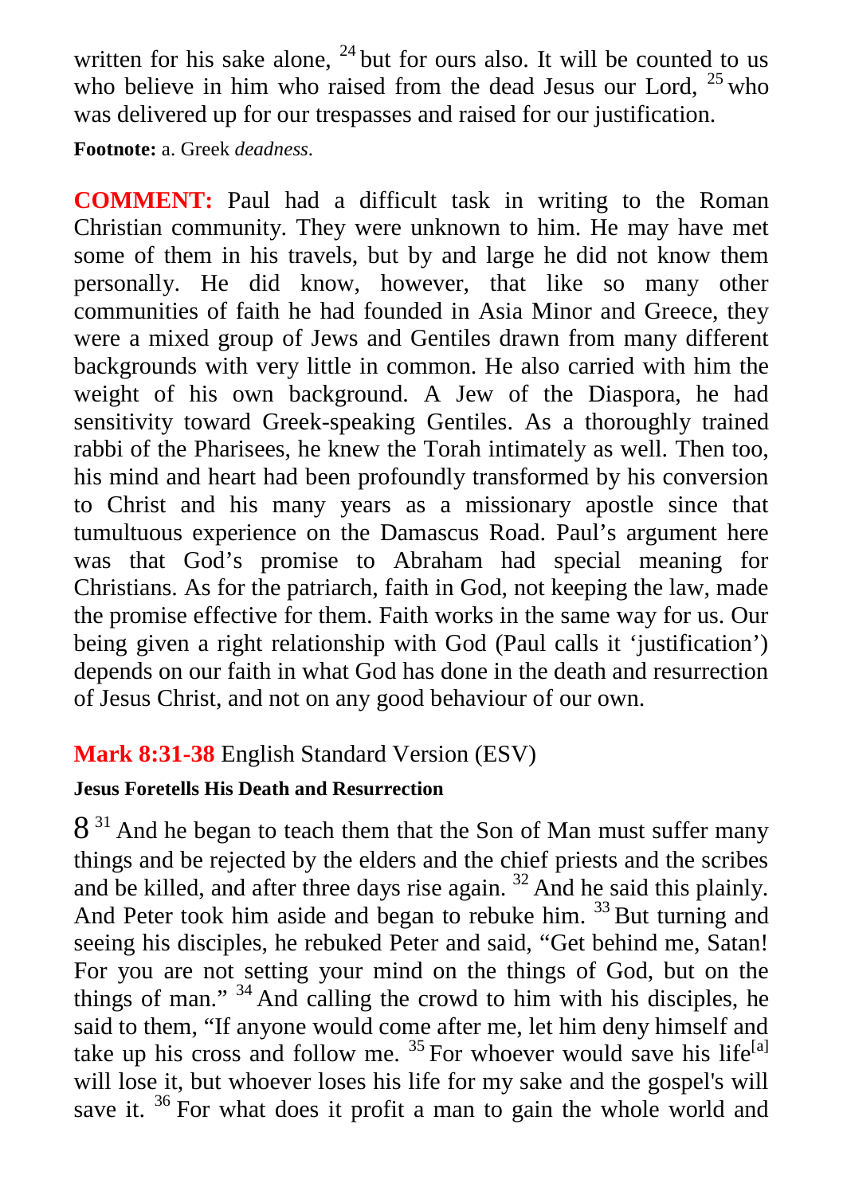written for his sake alone, [24] but for ours also. It will be counted to us who believe in him who raised from the dead Jesus our Lord, [25] who was delivered up for our trespasses and raised for our justification.

**Footnote:** a. Greek *deadness*.

**COMMENT:** Paul had a difficult task in writing to the Roman Christian community. They were unknown to him. He may have met some of them in his travels, but by and large he did not know them personally. He did know, however, that like so many other communities of faith he had founded in Asia Minor and Greece, they were a mixed group of Jews and Gentiles drawn from many different backgrounds with very little in common. He also carried with him the weight of his own background. A Jew of the Diaspora, he had sensitivity toward Greek-speaking Gentiles. As a thoroughly trained rabbi of the Pharisees, he knew the Torah intimately as well. Then too, his mind and heart had been profoundly transformed by his conversion to Christ and his many years as a missionary apostle since that tumultuous experience on the Damascus Road. Paul's argument here was that God's promise to Abraham had special meaning for Christians. As for the patriarch, faith in God, not keeping the law, made the promise effective for them. Faith works in the same way for us. Our being given a right relationship with God (Paul calls it 'justification') depends on our faith in what God has done in the death and resurrection of Jesus Christ, and not on any good behaviour of our own.

## **Mark 8:31-38** English Standard Version (ESV)

### Jesus Foretells His Death and Resurrection

8 [31] And he began to teach them that the Son of Man must suffer many things and be rejected by the elders and the chief priests and the scribes and be killed, and after three days rise again. [32] And he said this plainly. And Peter took him aside and began to rebuke him. [33] But turning and seeing his disciples, he rebuked Peter and said, "Get behind me, Satan! For you are not setting your mind on the things of God, but on the things of man." [34] And calling the crowd to him with his disciples, he said to them, "If anyone would come after me, let him deny himself and take up his cross and follow me. [35] For whoever would save his life[a] will lose it, but whoever loses his life for my sake and the gospel's will save it. [36] For what does it profit a man to gain the whole world and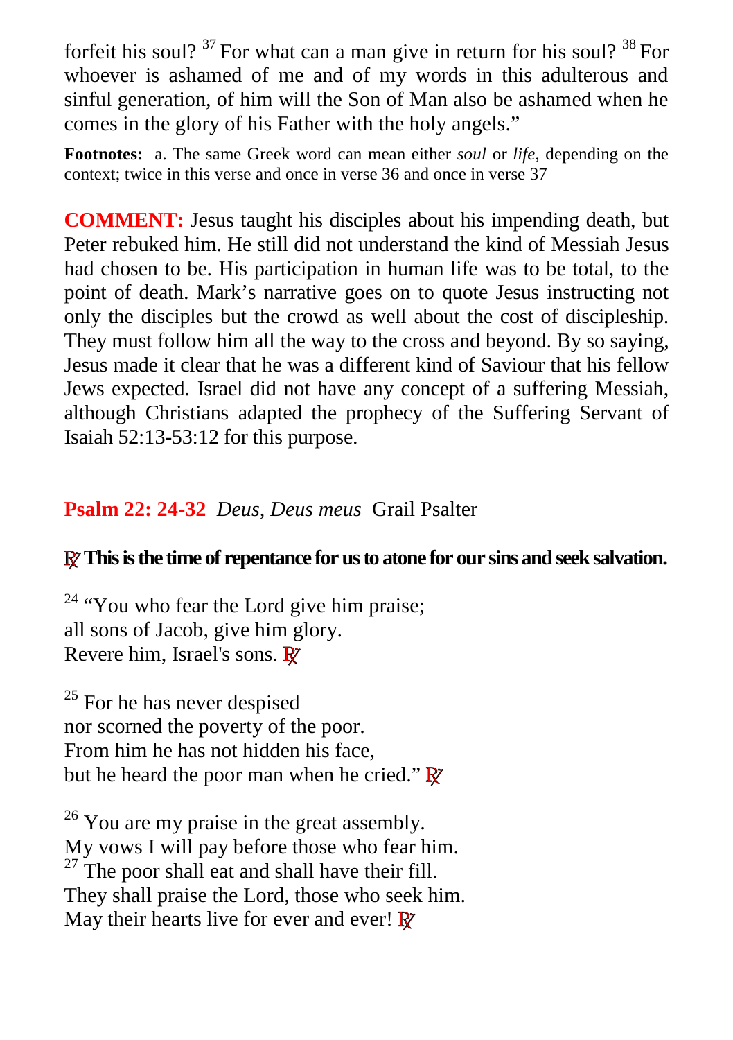forfeit his soul? [37] For what can a man give in return for his soul? [38] For whoever is ashamed of me and of my words in this adulterous and sinful generation, of him will the Son of Man also be ashamed when he comes in the glory of his Father with the holy angels."

**Footnotes:** a. The same Greek word can mean either *soul* or *life*, depending on the context; twice in this verse and once in verse 36 and once in verse 37

**COMMENT:** Jesus taught his disciples about his impending death, but Peter rebuked him. He still did not understand the kind of Messiah Jesus had chosen to be. His participation in human life was to be total, to the point of death. Mark's narrative goes on to quote Jesus instructing not only the disciples but the crowd as well about the cost of discipleship. They must follow him all the way to the cross and beyond. By so saying, Jesus made it clear that he was a different kind of Saviour that his fellow Jews expected. Israel did not have any concept of a suffering Messiah, although Christians adapted the prophecy of the Suffering Servant of Isaiah 52:13-53:12 for this purpose.

**Psalm 22: 24-32** *Deus, Deus meus* Grail Psalter

**℟ This is the time of repentance for us to atone for our sins and seek salvation.**

[24] "You who fear the Lord give him praise;
all sons of Jacob, give him glory.
Revere him, Israel's sons. ℟

[25] For he has never despised
nor scorned the poverty of the poor.
From him he has not hidden his face,
but he heard the poor man when he cried." ℟

[26] You are my praise in the great assembly.
My vows I will pay before those who fear him.
[27] The poor shall eat and shall have their fill.
They shall praise the Lord, those who seek him.
May their hearts live for ever and ever! ℟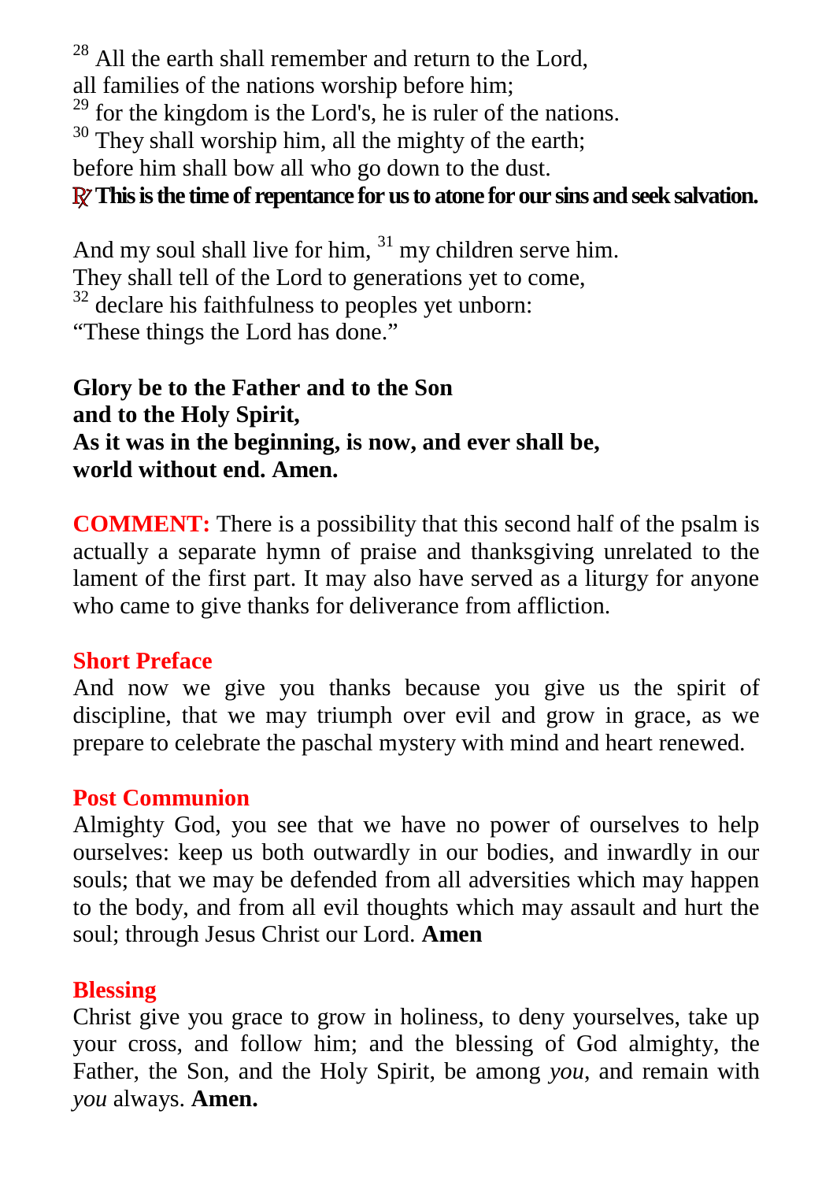[28] All the earth shall remember and return to the Lord,
all families of the nations worship before him;
[29] for the kingdom is the Lord's, he is ruler of the nations.
[30] They shall worship him, all the mighty of the earth;
before him shall bow all who go down to the dust.
℟ **This is the time of repentance for us to atone for our sins and seek salvation.**

And my soul shall live for him, [31] my children serve him.
They shall tell of the Lord to generations yet to come,
[32] declare his faithfulness to peoples yet unborn:
"These things the Lord has done."

**Glory be to the Father and to the Son
and to the Holy Spirit,
As it was in the beginning, is now, and ever shall be,
world without end. Amen.**

**COMMENT:** There is a possibility that this second half of the psalm is actually a separate hymn of praise and thanksgiving unrelated to the lament of the first part. It may also have served as a liturgy for anyone who came to give thanks for deliverance from affliction.

## Short Preface

And now we give you thanks because you give us the spirit of discipline, that we may triumph over evil and grow in grace, as we prepare to celebrate the paschal mystery with mind and heart renewed.

## Post Communion

Almighty God, you see that we have no power of ourselves to help ourselves: keep us both outwardly in our bodies, and inwardly in our souls; that we may be defended from all adversities which may happen to the body, and from all evil thoughts which may assault and hurt the soul; through Jesus Christ our Lord. **Amen**

## Blessing

Christ give you grace to grow in holiness, to deny yourselves, take up your cross, and follow him; and the blessing of God almighty, the Father, the Son, and the Holy Spirit, be among *you*, and remain with *you* always. **Amen.**